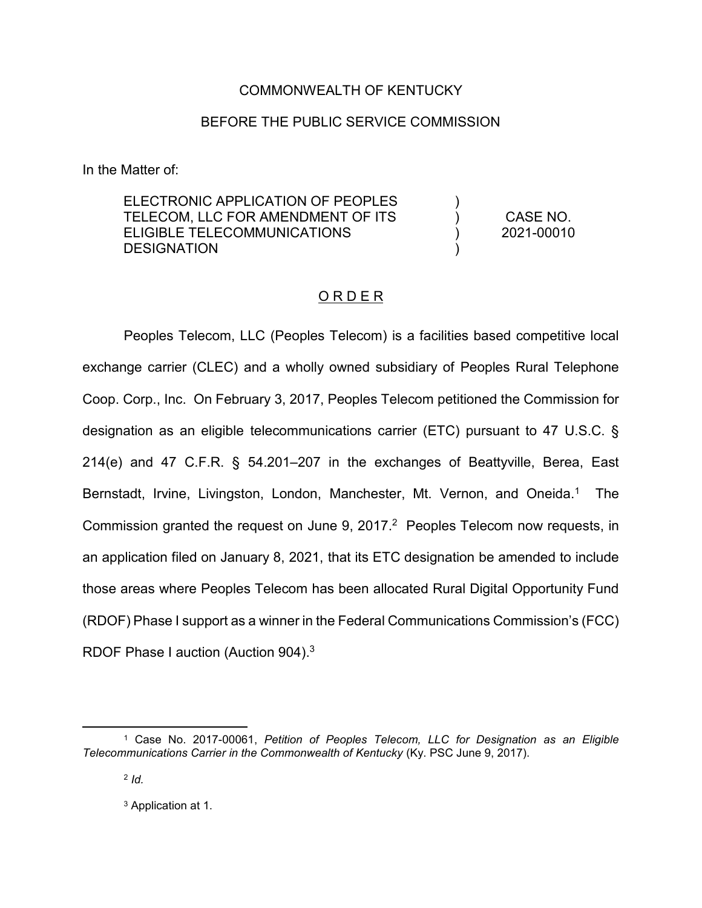COMMONWEALTH OF KENTUCKY

BEFORE THE PUBLIC SERVICE COMMISSION

In the Matter of:

| | | |
|---|---|---|
| ELECTRONIC APPLICATION OF PEOPLES TELECOM, LLC FOR AMENDMENT OF ITS ELIGIBLE TELECOMMUNICATIONS DESIGNATION | ) ) ) ) | CASE NO. 2021-00010 |

## O R D E R

Peoples Telecom, LLC (Peoples Telecom) is a facilities based competitive local exchange carrier (CLEC) and a wholly owned subsidiary of Peoples Rural Telephone Coop. Corp., Inc. On February 3, 2017, Peoples Telecom petitioned the Commission for designation as an eligible telecommunications carrier (ETC) pursuant to 47 U.S.C. § 214(e) and 47 C.F.R. § 54.201–207 in the exchanges of Beattyville, Berea, East Bernstadt, Irvine, Livingston, London, Manchester, Mt. Vernon, and Oneida.[1] The Commission granted the request on June 9, 2017.[2] Peoples Telecom now requests, in an application filed on January 8, 2021, that its ETC designation be amended to include those areas where Peoples Telecom has been allocated Rural Digital Opportunity Fund (RDOF) Phase I support as a winner in the Federal Communications Commission's (FCC) RDOF Phase I auction (Auction 904).[3]

---

[1] Case No. 2017-00061, *Petition of Peoples Telecom, LLC for Designation as an Eligible Telecommunications Carrier in the Commonwealth of Kentucky* (Ky. PSC June 9, 2017).

[2] *Id.*

[3] Application at 1.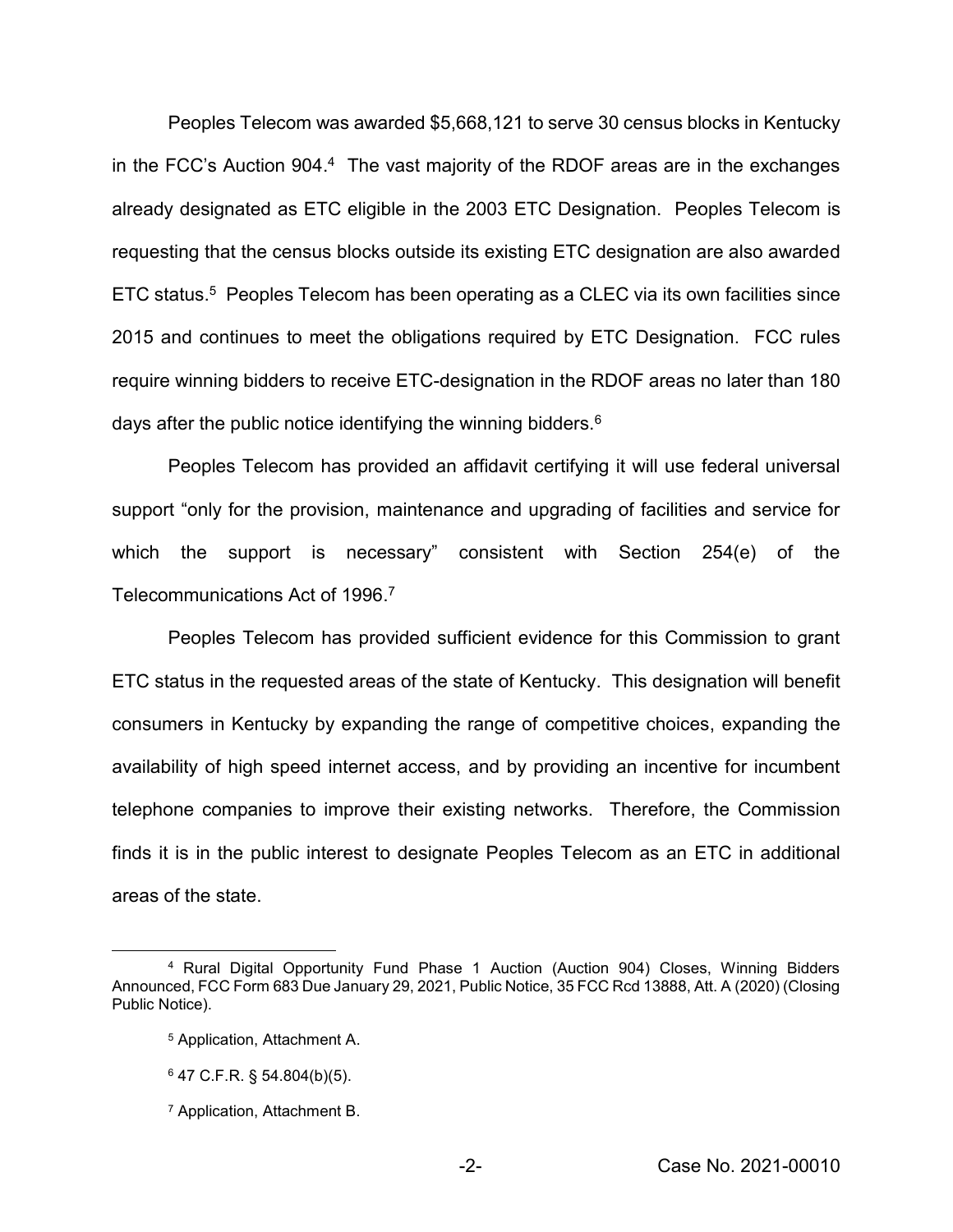Peoples Telecom was awarded $5,668,121 to serve 30 census blocks in Kentucky in the FCC's Auction 904.[4] The vast majority of the RDOF areas are in the exchanges already designated as ETC eligible in the 2003 ETC Designation. Peoples Telecom is requesting that the census blocks outside its existing ETC designation are also awarded ETC status.[5] Peoples Telecom has been operating as a CLEC via its own facilities since 2015 and continues to meet the obligations required by ETC Designation. FCC rules require winning bidders to receive ETC-designation in the RDOF areas no later than 180 days after the public notice identifying the winning bidders.[6]

Peoples Telecom has provided an affidavit certifying it will use federal universal support "only for the provision, maintenance and upgrading of facilities and service for which the support is necessary" consistent with Section 254(e) of the Telecommunications Act of 1996.[7]

Peoples Telecom has provided sufficient evidence for this Commission to grant ETC status in the requested areas of the state of Kentucky. This designation will benefit consumers in Kentucky by expanding the range of competitive choices, expanding the availability of high speed internet access, and by providing an incentive for incumbent telephone companies to improve their existing networks. Therefore, the Commission finds it is in the public interest to designate Peoples Telecom as an ETC in additional areas of the state.

[4] Rural Digital Opportunity Fund Phase 1 Auction (Auction 904) Closes, Winning Bidders Announced, FCC Form 683 Due January 29, 2021, Public Notice, 35 FCC Rcd 13888, Att. A (2020) (Closing Public Notice).

[5] Application, Attachment A.

[6] 47 C.F.R. § 54.804(b)(5).

[7] Application, Attachment B.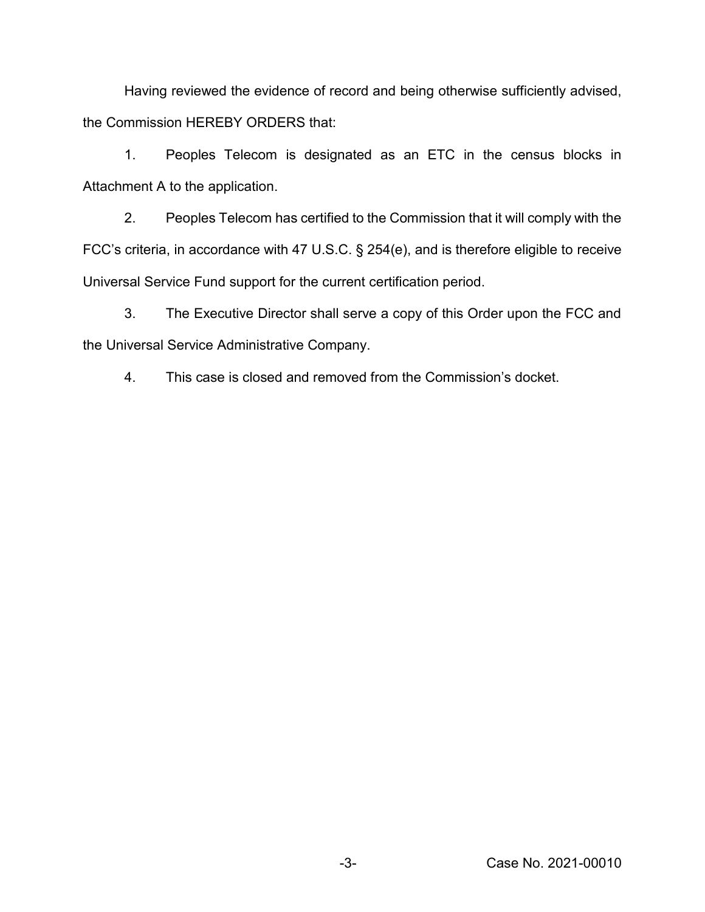Having reviewed the evidence of record and being otherwise sufficiently advised, the Commission HEREBY ORDERS that:

1. Peoples Telecom is designated as an ETC in the census blocks in Attachment A to the application.

2. Peoples Telecom has certified to the Commission that it will comply with the FCC's criteria, in accordance with 47 U.S.C. § 254(e), and is therefore eligible to receive Universal Service Fund support for the current certification period.

3. The Executive Director shall serve a copy of this Order upon the FCC and the Universal Service Administrative Company.

4. This case is closed and removed from the Commission's docket.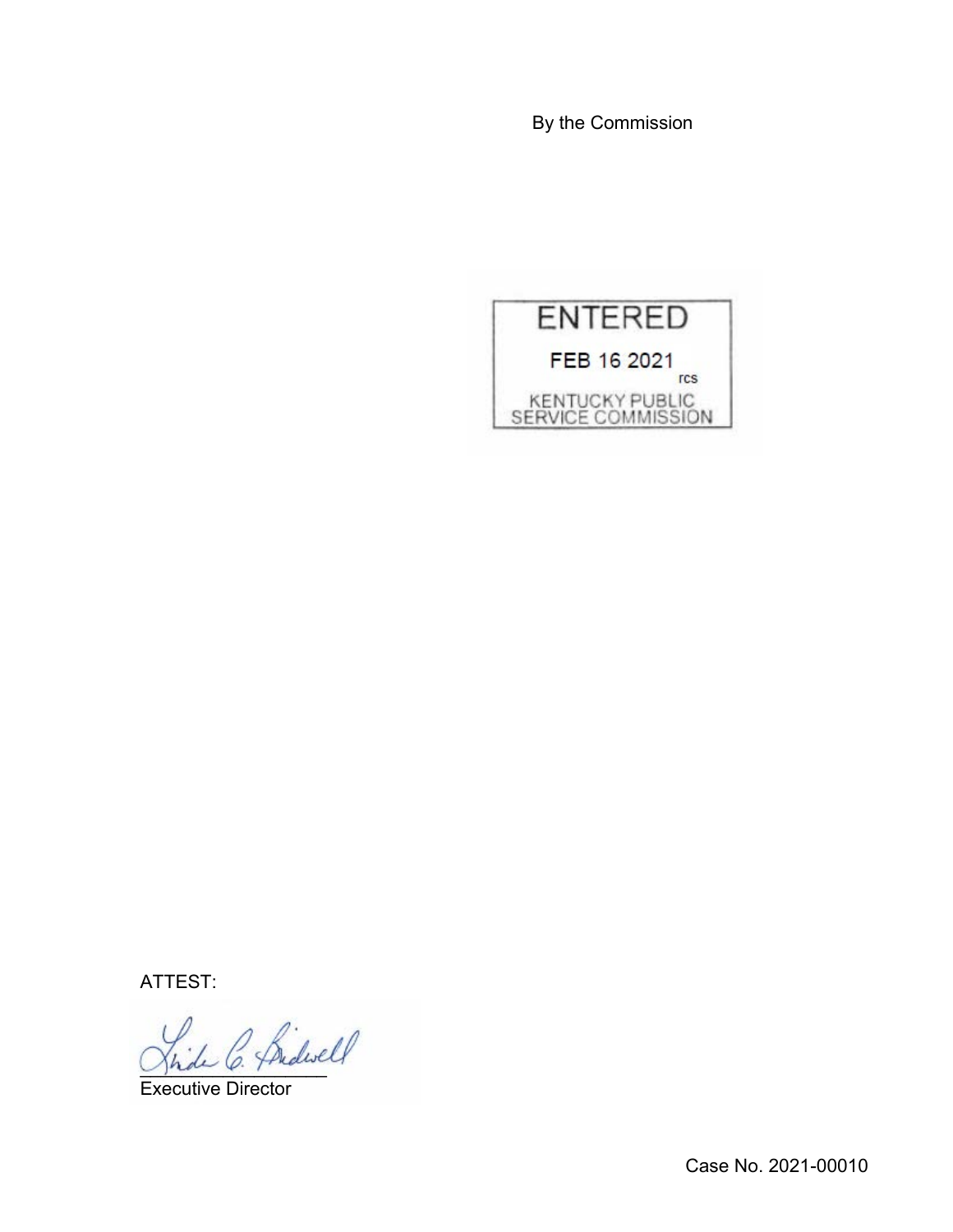By the Commission

ENTERED

FEB 16 2021

rcs

KENTUCKY PUBLIC SERVICE COMMISSION

ATTEST:

Executive Director

Case No. 2021-00010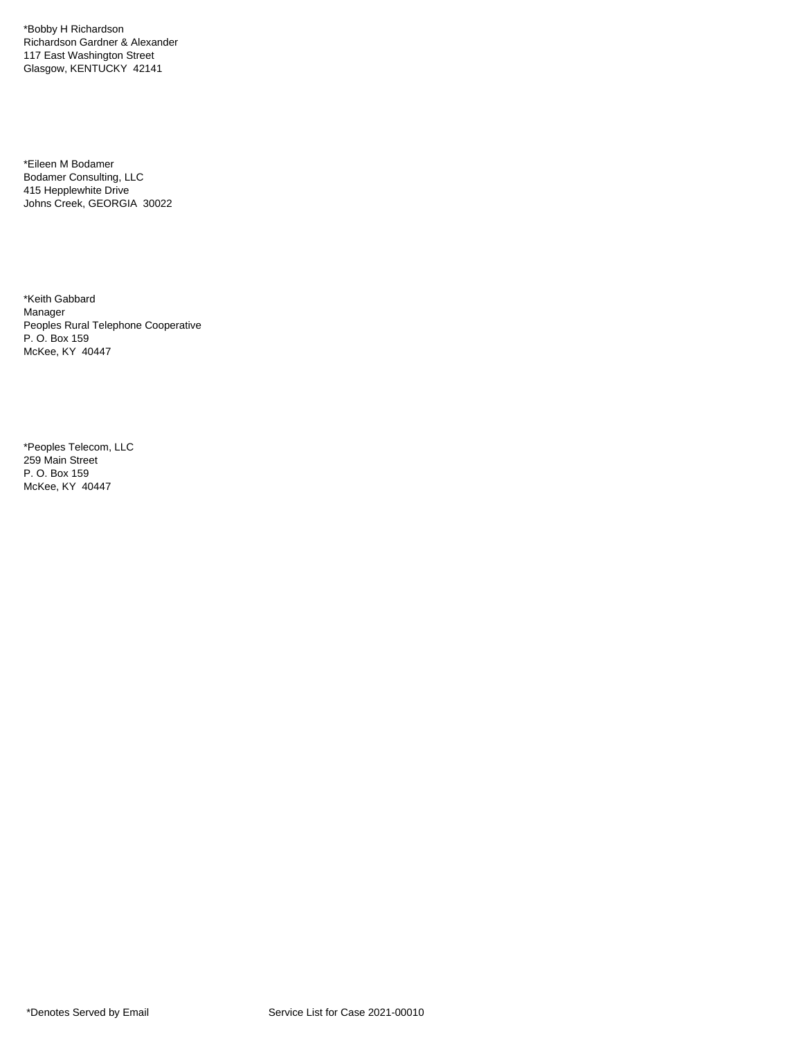*Bobby H Richardson
Richardson Gardner & Alexander
117 East Washington Street
Glasgow, KENTUCKY  42141

*Eileen M Bodamer
Bodamer Consulting, LLC
415 Hepplewhite Drive
Johns Creek, GEORGIA  30022

*Keith Gabbard
Manager
Peoples Rural Telephone Cooperative
P. O. Box 159
McKee, KY  40447

*Peoples Telecom, LLC
259 Main Street
P. O. Box 159
McKee, KY  40447

*Denotes Served by Email

Service List for Case 2021-00010